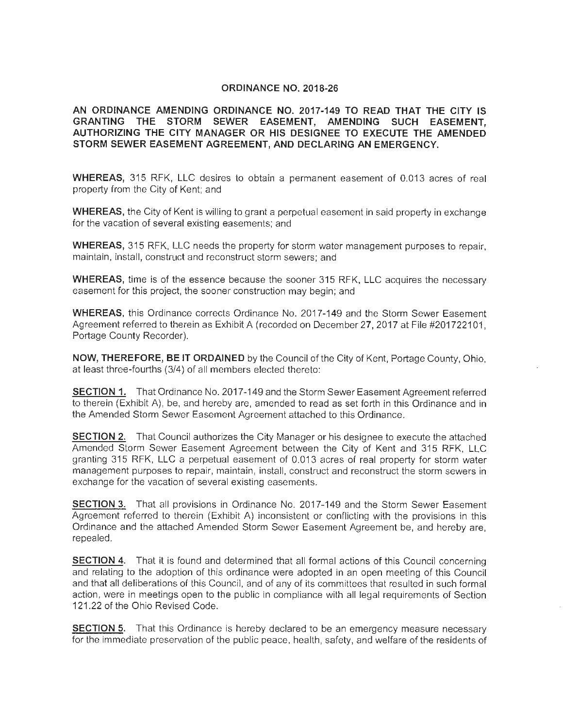# ORDINANCE NO. 2018-26

**AN ORDINANCE AMENDING ORDINANCE NO. 2017-149 TO READ THAT THE CITY IS GRANTING THE STORM SEWER EASEMENT, AMENDING SUCH EASEMENT, AUTHORIZING THE CITY MANAGER OR HIS DESIGNEE TO EXECUTE THE AMENDED STORM SEWER EASEMENT AGREEMENT, AND DECLARING AN EMERGENCY.**

**WHEREAS,** 315 RFK, LLC desires to obtain a permanent easement of 0.013 acres of real property from the City of Kent; and

**WHEREAS,** the City of Kent is willing to grant a perpetual easement in said property in exchange for the vacation of several existing easements; and

**WHEREAS,** 315 RFK, LLC needs the property for storm water management purposes to repair, maintain, install, construct and reconstruct storm sewers; and

**WHEREAS,** time is of the essence because the sooner 315 RFK, LLC acquires the necessary easement for this project, the sooner construction may begin; and

**WHEREAS,** this Ordinance corrects Ordinance No. 2017-149 and the Storm Sewer Easement Agreement referred to therein as Exhibit A (recorded on December 27, 2017 at File #201722101, Portage County Recorder).

**NOW, THEREFORE, BE IT ORDAINED** by the Council of the City of Kent, Portage County, Ohio, at least three-fourths (3/4) of all members elected thereto:

**SECTION 1.** That Ordinance No. 2017-149 and the Storm Sewer Easement Agreement referred to therein (Exhibit A), be, and hereby are, amended to read as set forth in this Ordinance and in the Amended Storm Sewer Easement Agreement attached to this Ordinance.

**SECTION 2.** That Council authorizes the City Manager or his designee to execute the attached Amended Storm Sewer Easement Agreement between the City of Kent and 315 RFK, LLC granting 315 RFK, LLC a perpetual easement of 0.013 acres of real property for storm water management purposes to repair, maintain, install, construct and reconstruct the storm sewers in exchange for the vacation of several existing easements.

**SECTION 3.** That all provisions in Ordinance No. 2017-149 and the Storm Sewer Easement Agreement referred to therein (Exhibit A) inconsistent or conflicting with the provisions in this Ordinance and the attached Amended Storm Sewer Easement Agreement be, and hereby are, repealed.

**SECTION 4.** That it is found and determined that all formal actions of this Council concerning and relating to the adoption of this ordinance were adopted in an open meeting of this Council and that all deliberations of this Council, and of any of its committees that resulted in such formal action, were in meetings open to the public in compliance with all legal requirements of Section 121.22 of the Ohio Revised Code.

**SECTION 5.** That this Ordinance is hereby declared to be an emergency measure necessary for the immediate preservation of the public peace, health, safety, and welfare of the residents of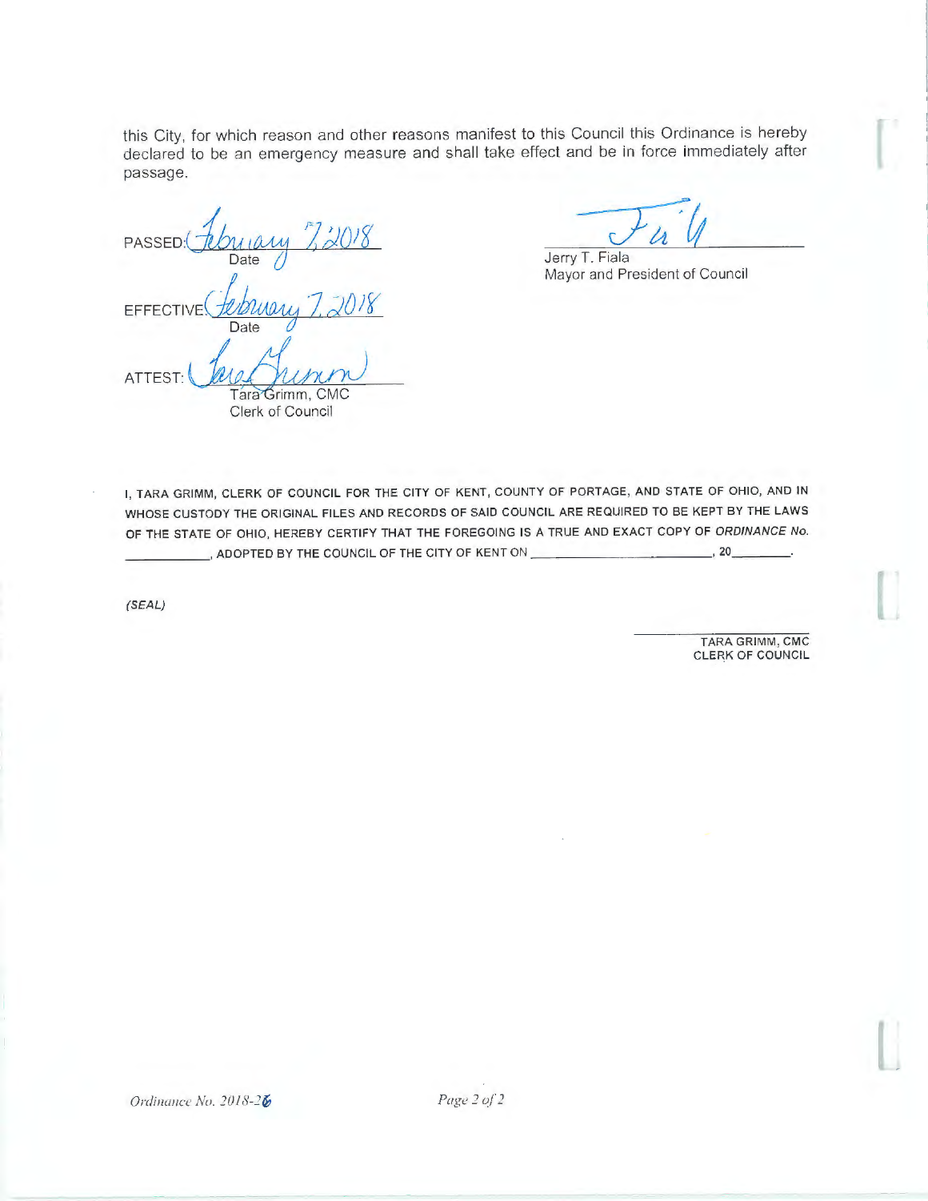this City, for which reason and other reasons manifest to this Council this Ordinance is hereby declared to be an emergency measure and shall take effect and be in force immediately after passage.

PASSED: February 7, 2018
Date

EFFECTIVE: February 7, 2018
Date

ATTEST: Tara Grimm
Tara Grimm, CMC
Clerk of Council

Jerry T. Fiala
Mayor and President of Council

I, TARA GRIMM, CLERK OF COUNCIL FOR THE CITY OF KENT, COUNTY OF PORTAGE, AND STATE OF OHIO, AND IN WHOSE CUSTODY THE ORIGINAL FILES AND RECORDS OF SAID COUNCIL ARE REQUIRED TO BE KEPT BY THE LAWS OF THE STATE OF OHIO, HEREBY CERTIFY THAT THE FOREGOING IS A TRUE AND EXACT COPY OF *ORDINANCE No.* \_\_\_\_\_\_\_\_\_\_\_\_, ADOPTED BY THE COUNCIL OF THE CITY OF KENT ON \_\_\_\_\_\_\_\_\_\_\_\_\_\_\_\_\_\_\_\_\_\_\_\_\_\_\_\_, 20\_\_\_\_\_\_\_\_\_.

*(SEAL)*

TARA GRIMM, CMC
CLERK OF COUNCIL

*Ordinance No. 2018-26*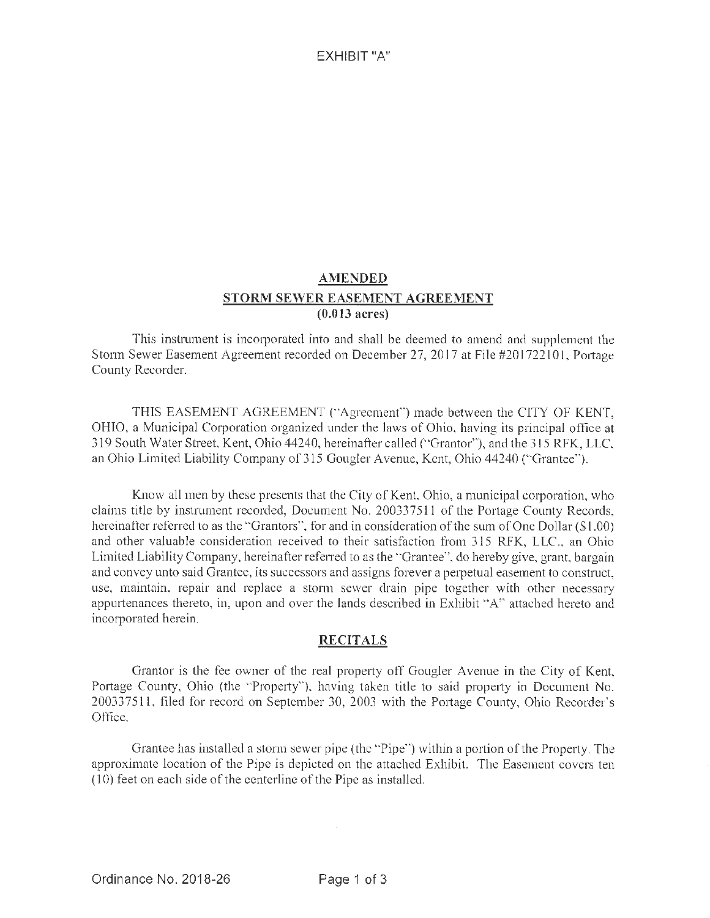EXHIBIT "A"

## AMENDED
## STORM SEWER EASEMENT AGREEMENT
**(0.013 acres)**

This instrument is incorporated into and shall be deemed to amend and supplement the Storm Sewer Easement Agreement recorded on December 27, 2017 at File #201722101, Portage County Recorder.

THIS EASEMENT AGREEMENT ("Agreement") made between the CITY OF KENT, OHIO, a Municipal Corporation organized under the laws of Ohio, having its principal office at 319 South Water Street, Kent, Ohio 44240, hereinafter called ("Grantor"), and the 315 RFK, LLC, an Ohio Limited Liability Company of 315 Gougler Avenue, Kent, Ohio 44240 ("Grantee").

Know all men by these presents that the City of Kent, Ohio, a municipal corporation, who claims title by instrument recorded, Document No. 200337511 of the Portage County Records, hereinafter referred to as the "Grantors", for and in consideration of the sum of One Dollar ($1.00) and other valuable consideration received to their satisfaction from 315 RFK, LLC., an Ohio Limited Liability Company, hereinafter referred to as the "Grantee", do hereby give, grant, bargain and convey unto said Grantee, its successors and assigns forever a perpetual easement to construct, use, maintain, repair and replace a storm sewer drain pipe together with other necessary appurtenances thereto, in, upon and over the lands described in Exhibit "A" attached hereto and incorporated herein.

## RECITALS

Grantor is the fee owner of the real property off Gougler Avenue in the City of Kent, Portage County, Ohio (the "Property"), having taken title to said property in Document No. 200337511, filed for record on September 30, 2003 with the Portage County, Ohio Recorder's Office.

Grantee has installed a storm sewer pipe (the "Pipe") within a portion of the Property. The approximate location of the Pipe is depicted on the attached Exhibit. The Easement covers ten (10) feet on each side of the centerline of the Pipe as installed.

Ordinance No. 2018-26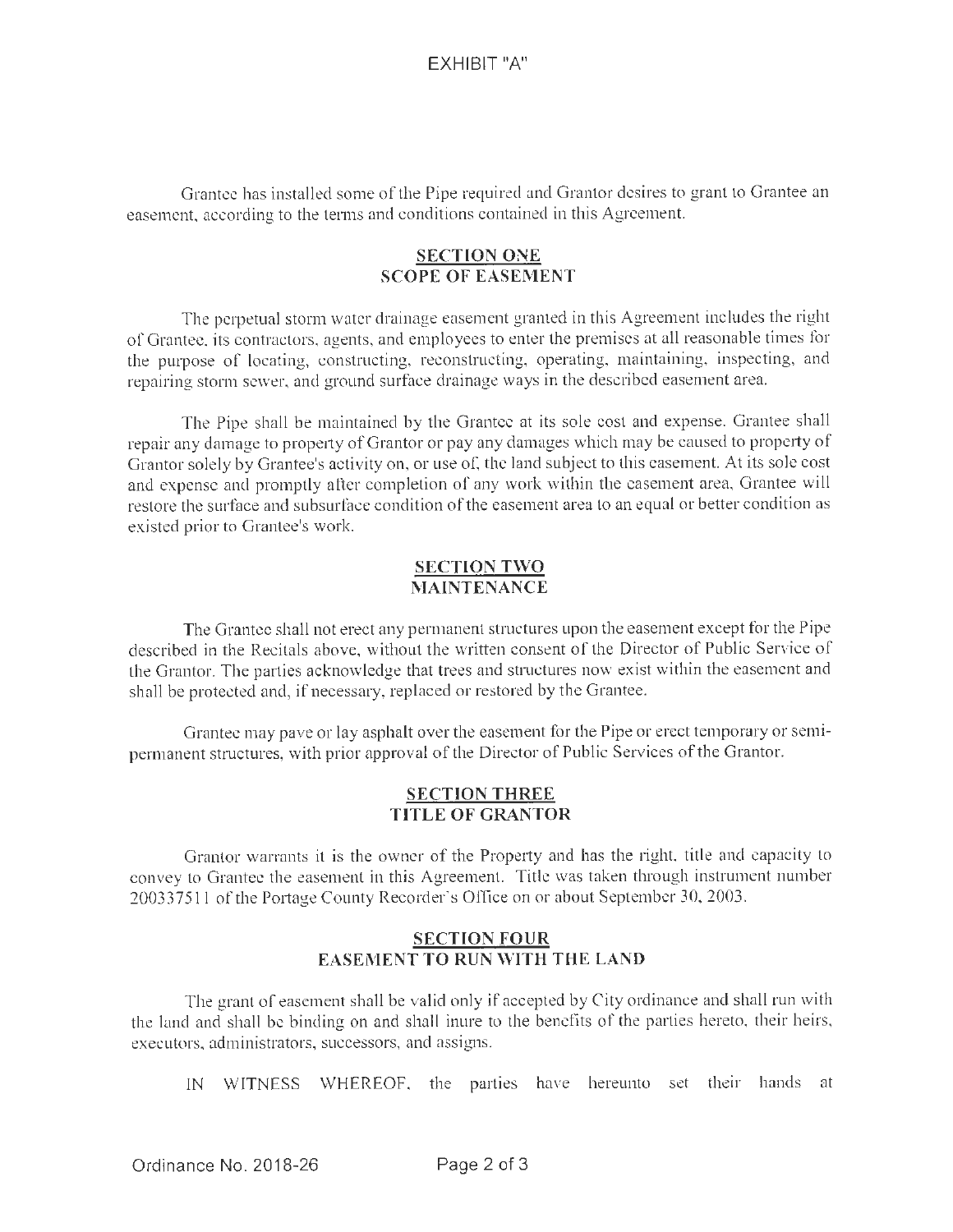# EXHIBIT "A"

Grantee has installed some of the Pipe required and Grantor desires to grant to Grantee an easement, according to the terms and conditions contained in this Agreement.

## SECTION ONE
## SCOPE OF EASEMENT

The perpetual storm water drainage easement granted in this Agreement includes the right of Grantee, its contractors, agents, and employees to enter the premises at all reasonable times for the purpose of locating, constructing, reconstructing, operating, maintaining, inspecting, and repairing storm sewer, and ground surface drainage ways in the described easement area.

The Pipe shall be maintained by the Grantee at its sole cost and expense. Grantee shall repair any damage to property of Grantor or pay any damages which may be caused to property of Grantor solely by Grantee's activity on, or use of, the land subject to this easement. At its sole cost and expense and promptly after completion of any work within the easement area, Grantee will restore the surface and subsurface condition of the easement area to an equal or better condition as existed prior to Grantee's work.

## SECTION TWO
## MAINTENANCE

The Grantee shall not erect any permanent structures upon the easement except for the Pipe described in the Recitals above, without the written consent of the Director of Public Service of the Grantor. The parties acknowledge that trees and structures now exist within the easement and shall be protected and, if necessary, replaced or restored by the Grantee.

Grantee may pave or lay asphalt over the easement for the Pipe or erect temporary or semi-permanent structures, with prior approval of the Director of Public Services of the Grantor.

## SECTION THREE
## TITLE OF GRANTOR

Grantor warrants it is the owner of the Property and has the right, title and capacity to convey to Grantee the easement in this Agreement. Title was taken through instrument number 200337511 of the Portage County Recorder's Office on or about September 30, 2003.

## SECTION FOUR
## EASEMENT TO RUN WITH THE LAND

The grant of easement shall be valid only if accepted by City ordinance and shall run with the land and shall be binding on and shall inure to the benefits of the parties hereto, their heirs, executors, administrators, successors, and assigns.

IN WITNESS WHEREOF, the parties have hereunto set their hands at

Ordinance No. 2018-26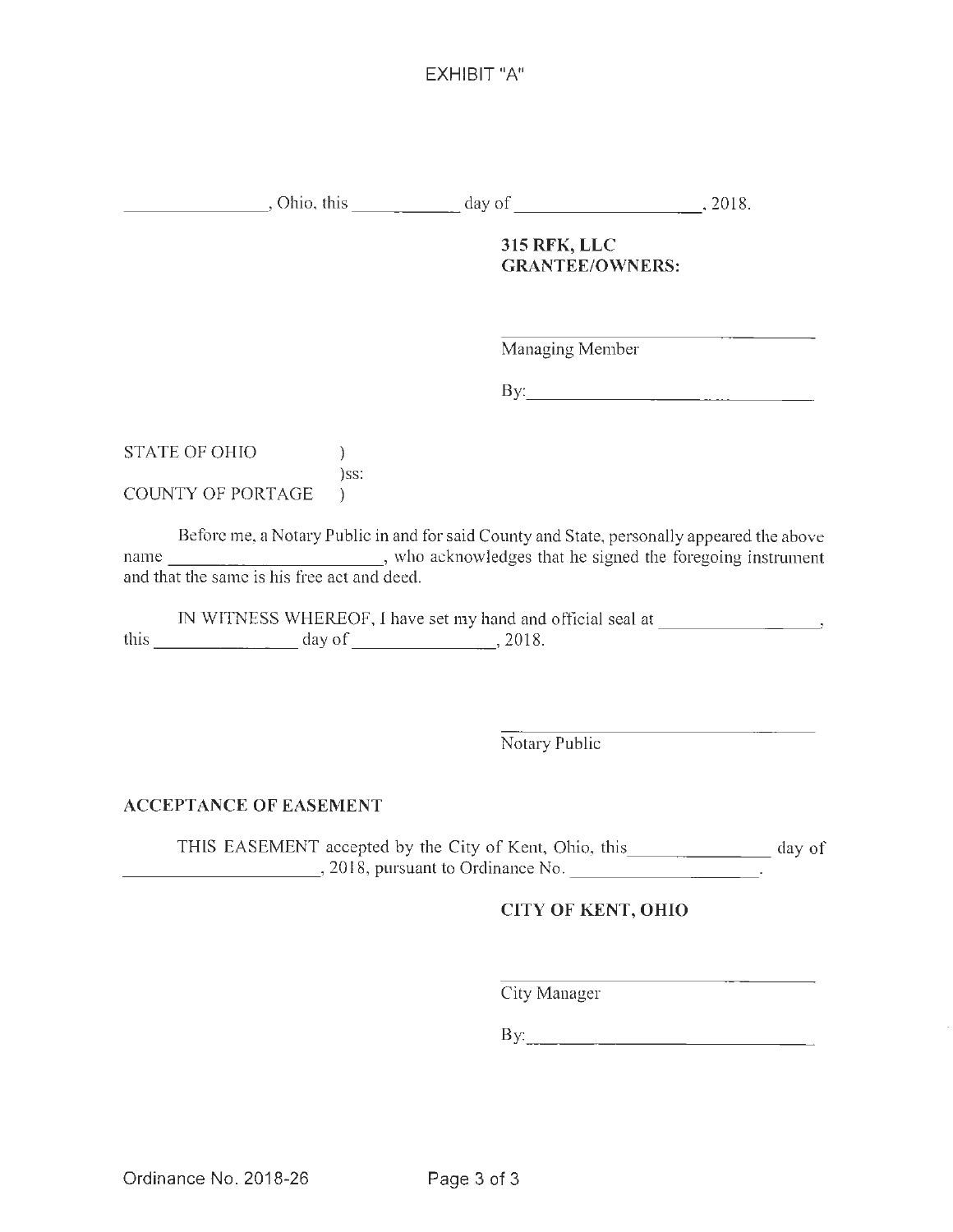EXHIBIT "A"

\_\_\_\_\_\_\_\_\_\_\_\_\_\_\_\_, Ohio, this \_\_\_\_\_\_\_\_\_\_\_\_ day of \_\_\_\_\_\_\_\_\_\_\_\_\_\_\_\_\_\_\_\_, 2018.

**315 RFK, LLC**
**GRANTEE/OWNERS:**

\_\_\_\_\_\_\_\_\_\_\_\_\_\_\_\_\_\_\_\_\_\_\_\_\_\_\_\_\_\_
Managing Member

By:\_\_\_\_\_\_\_\_\_\_\_\_\_\_\_\_\_\_\_\_\_\_\_\_\_\_\_\_

STATE OF OHIO )
)ss:
COUNTY OF PORTAGE )

Before me, a Notary Public in and for said County and State, personally appeared the above name \_\_\_\_\_\_\_\_\_\_\_\_\_\_\_\_\_\_\_\_\_\_\_\_\_, who acknowledges that he signed the foregoing instrument and that the same is his free act and deed.

IN WITNESS WHEREOF, I have set my hand and official seal at \_\_\_\_\_\_\_\_\_\_\_\_\_\_\_\_\_\_, this \_\_\_\_\_\_\_\_\_\_\_\_\_\_\_\_ day of \_\_\_\_\_\_\_\_\_\_\_\_\_\_\_\_, 2018.

\_\_\_\_\_\_\_\_\_\_\_\_\_\_\_\_\_\_\_\_\_\_\_\_\_\_\_\_\_\_
Notary Public

**ACCEPTANCE OF EASEMENT**

THIS EASEMENT accepted by the City of Kent, Ohio, this \_\_\_\_\_\_\_\_\_\_\_\_\_\_\_\_ day of \_\_\_\_\_\_\_\_\_\_\_\_\_\_\_\_\_\_\_\_\_\_, 2018, pursuant to Ordinance No. \_\_\_\_\_\_\_\_\_\_\_\_\_\_\_\_\_\_\_\_\_.

**CITY OF KENT, OHIO**

\_\_\_\_\_\_\_\_\_\_\_\_\_\_\_\_\_\_\_\_\_\_\_\_\_\_\_\_\_\_
City Manager

By:\_\_\_\_\_\_\_\_\_\_\_\_\_\_\_\_\_\_\_\_\_\_\_\_\_\_\_\_

Ordinance No. 2018-26